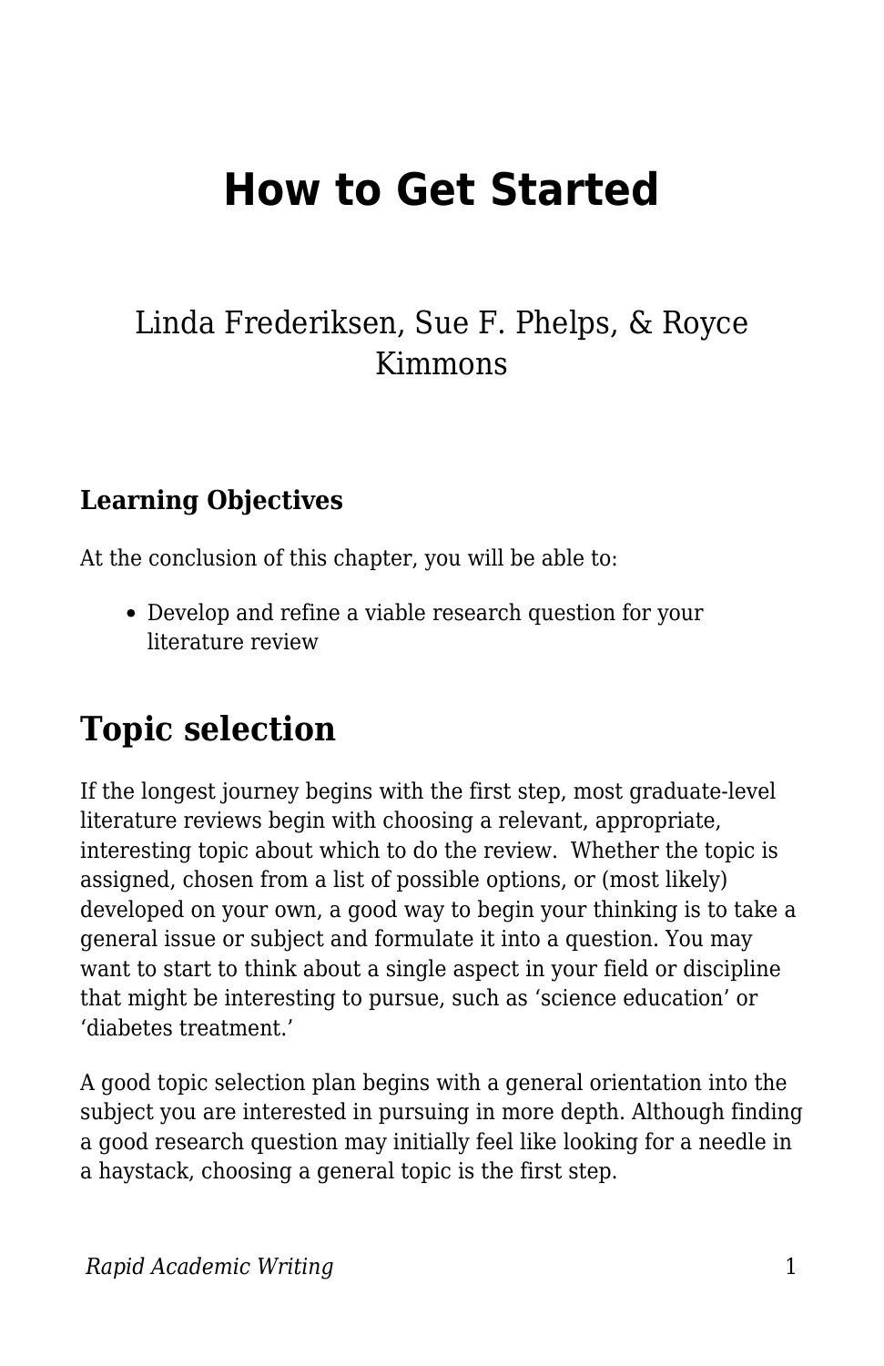# How to Get Started

Linda Frederiksen, Sue F. Phelps, & Royce Kimmons

### Learning Objectives

At the conclusion of this chapter, you will be able to:

- Develop and refine a viable research question for your literature review

## Topic selection

If the longest journey begins with the first step, most graduate-level literature reviews begin with choosing a relevant, appropriate, interesting topic about which to do the review. Whether the topic is assigned, chosen from a list of possible options, or (most likely) developed on your own, a good way to begin your thinking is to take a general issue or subject and formulate it into a question. You may want to start to think about a single aspect in your field or discipline that might be interesting to pursue, such as 'science education' or 'diabetes treatment.'

A good topic selection plan begins with a general orientation into the subject you are interested in pursuing in more depth. Although finding a good research question may initially feel like looking for a needle in a haystack, choosing a general topic is the first step.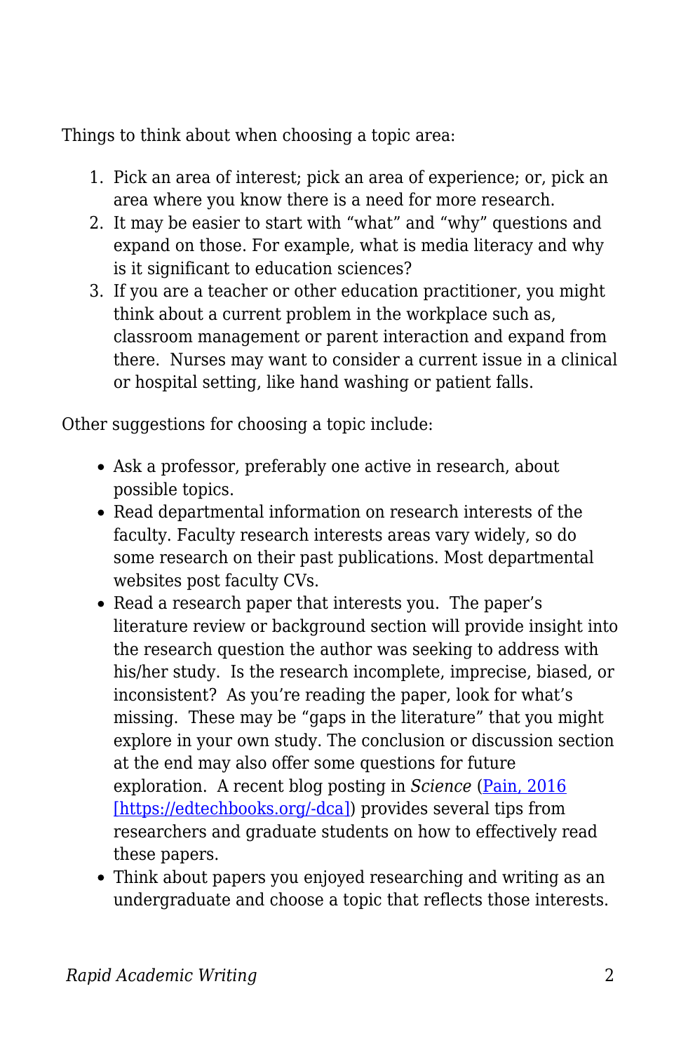Things to think about when choosing a topic area:

1. Pick an area of interest; pick an area of experience; or, pick an area where you know there is a need for more research.
2. It may be easier to start with "what" and "why" questions and expand on those. For example, what is media literacy and why is it significant to education sciences?
3. If you are a teacher or other education practitioner, you might think about a current problem in the workplace such as, classroom management or parent interaction and expand from there.  Nurses may want to consider a current issue in a clinical or hospital setting, like hand washing or patient falls.

Other suggestions for choosing a topic include:

- Ask a professor, preferably one active in research, about possible topics.
- Read departmental information on research interests of the faculty. Faculty research interests areas vary widely, so do some research on their past publications. Most departmental websites post faculty CVs.
- Read a research paper that interests you.  The paper's literature review or background section will provide insight into the research question the author was seeking to address with his/her study.  Is the research incomplete, imprecise, biased, or inconsistent?  As you're reading the paper, look for what's missing.  These may be "gaps in the literature" that you might explore in your own study. The conclusion or discussion section at the end may also offer some questions for future exploration.  A recent blog posting in *Science* (Pain, 2016 [https://edtechbooks.org/-dca]) provides several tips from researchers and graduate students on how to effectively read these papers.
- Think about papers you enjoyed researching and writing as an undergraduate and choose a topic that reflects those interests.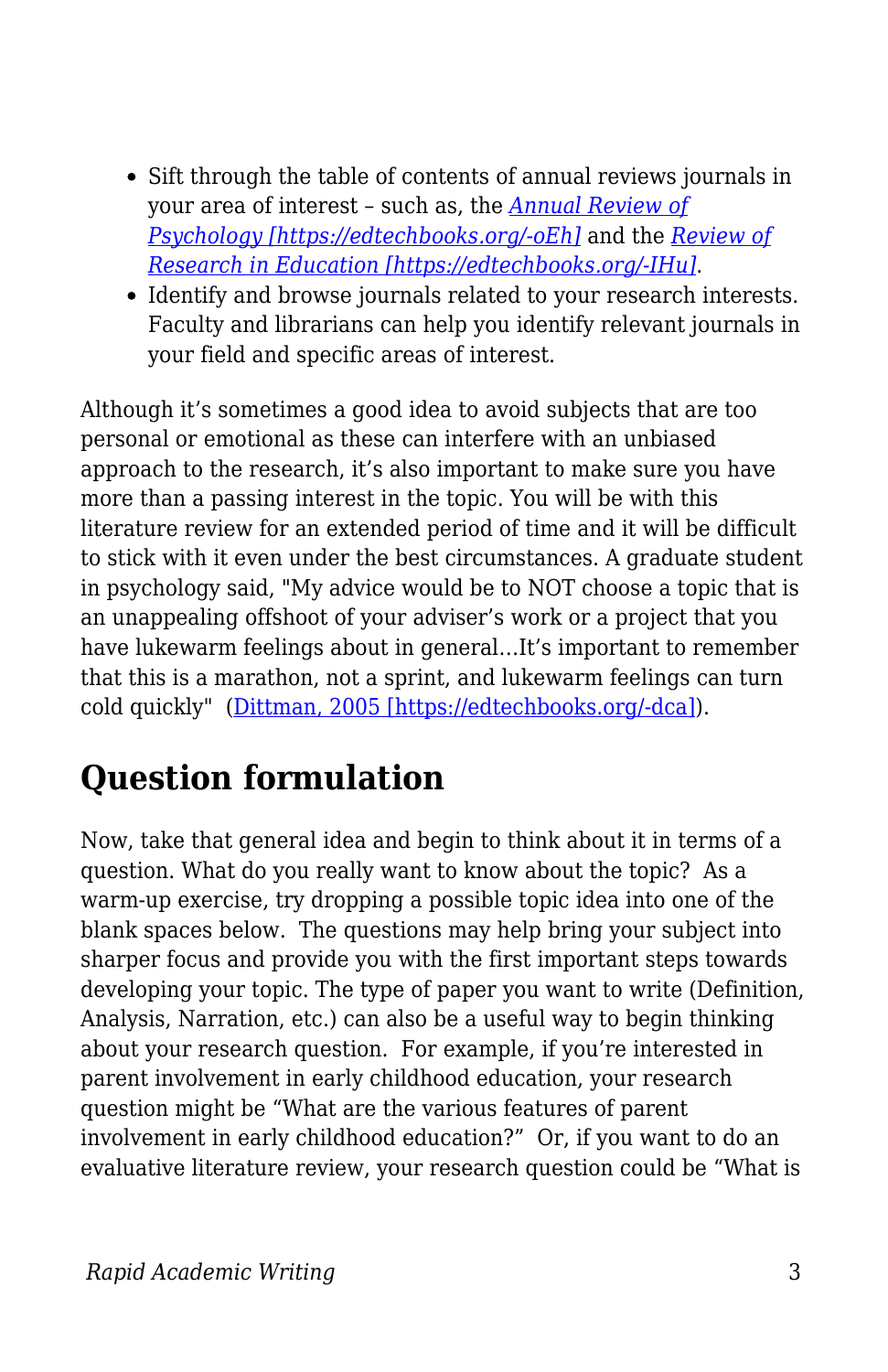- Sift through the table of contents of annual reviews journals in your area of interest – such as, the *[Annual Review of Psychology [https://edtechbooks.org/-oEh]](https://edtechbooks.org/-oEh)* and the *[Review of Research in Education [https://edtechbooks.org/-IHu]](https://edtechbooks.org/-IHu)*.
- Identify and browse journals related to your research interests. Faculty and librarians can help you identify relevant journals in your field and specific areas of interest.

Although it's sometimes a good idea to avoid subjects that are too personal or emotional as these can interfere with an unbiased approach to the research, it's also important to make sure you have more than a passing interest in the topic. You will be with this literature review for an extended period of time and it will be difficult to stick with it even under the best circumstances. A graduate student in psychology said, "My advice would be to NOT choose a topic that is an unappealing offshoot of your adviser's work or a project that you have lukewarm feelings about in general…It's important to remember that this is a marathon, not a sprint, and lukewarm feelings can turn cold quickly" ([Dittman, 2005 [https://edtechbooks.org/-dca]](https://edtechbooks.org/-dca)).

## Question formulation

Now, take that general idea and begin to think about it in terms of a question. What do you really want to know about the topic? As a warm-up exercise, try dropping a possible topic idea into one of the blank spaces below. The questions may help bring your subject into sharper focus and provide you with the first important steps towards developing your topic. The type of paper you want to write (Definition, Analysis, Narration, etc.) can also be a useful way to begin thinking about your research question. For example, if you're interested in parent involvement in early childhood education, your research question might be "What are the various features of parent involvement in early childhood education?" Or, if you want to do an evaluative literature review, your research question could be "What is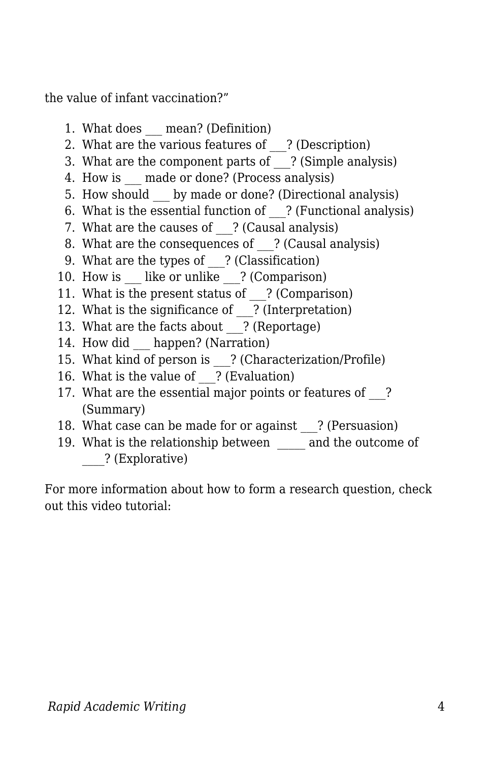the value of infant vaccination?"

1. What does ___ mean? (Definition)
2. What are the various features of ___? (Description)
3. What are the component parts of ___? (Simple analysis)
4. How is ___ made or done? (Process analysis)
5. How should ___ by made or done? (Directional analysis)
6. What is the essential function of ___? (Functional analysis)
7. What are the causes of ___? (Causal analysis)
8. What are the consequences of ___? (Causal analysis)
9. What are the types of ___? (Classification)
10. How is ___ like or unlike ___? (Comparison)
11. What is the present status of ___? (Comparison)
12. What is the significance of ___? (Interpretation)
13. What are the facts about ___? (Reportage)
14. How did ___ happen? (Narration)
15. What kind of person is ___? (Characterization/Profile)
16. What is the value of ___? (Evaluation)
17. What are the essential major points or features of ___? (Summary)
18. What case can be made for or against ___? (Persuasion)
19. What is the relationship between _____ and the outcome of ____? (Explorative)

For more information about how to form a research question, check out this video tutorial: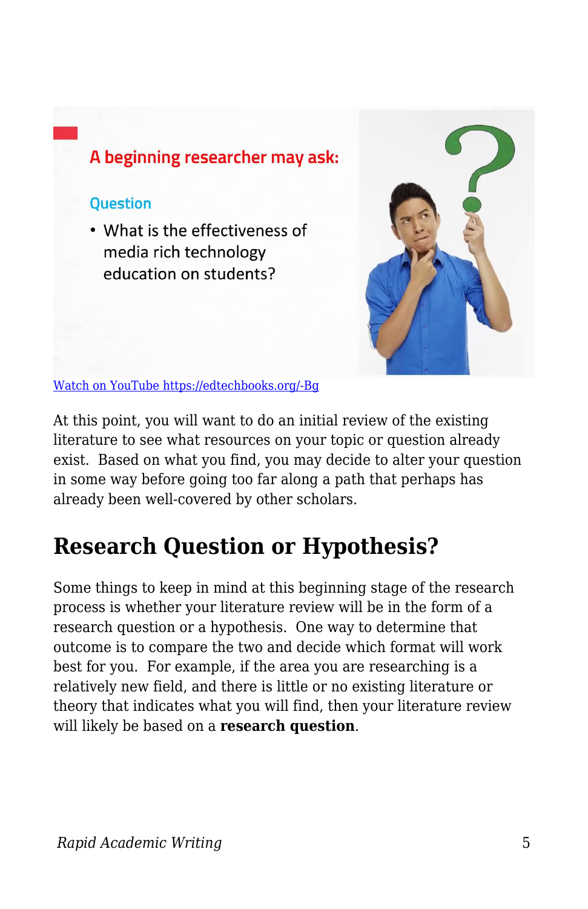[Watch on YouTube https://edtechbooks.org/-Bg](https://edtechbooks.org/-Bg)

At this point, you will want to do an initial review of the existing literature to see what resources on your topic or question already exist. Based on what you find, you may decide to alter your question in some way before going too far along a path that perhaps has already been well-covered by other scholars.

## Research Question or Hypothesis?

Some things to keep in mind at this beginning stage of the research process is whether your literature review will be in the form of a research question or a hypothesis. One way to determine that outcome is to compare the two and decide which format will work best for you. For example, if the area you are researching is a relatively new field, and there is little or no existing literature or theory that indicates what you will find, then your literature review will likely be based on a **research question**.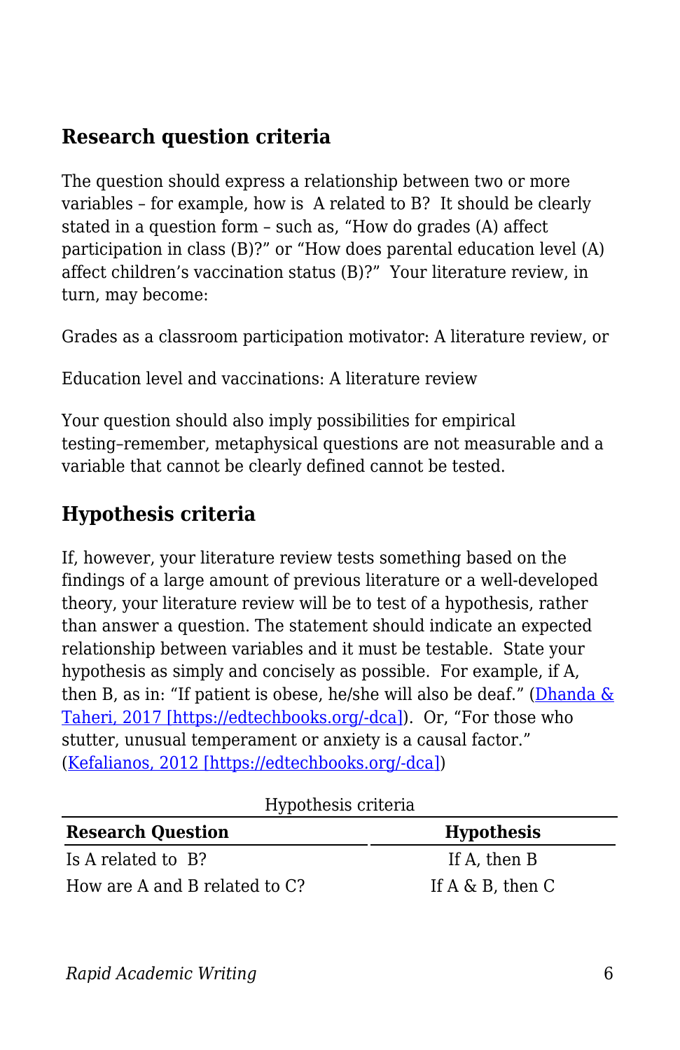## Research question criteria

The question should express a relationship between two or more variables – for example, how is A related to B? It should be clearly stated in a question form – such as, "How do grades (A) affect participation in class (B)?" or "How does parental education level (A) affect children's vaccination status (B)?" Your literature review, in turn, may become:

Grades as a classroom participation motivator: A literature review, or

Education level and vaccinations: A literature review

Your question should also imply possibilities for empirical testing–remember, metaphysical questions are not measurable and a variable that cannot be clearly defined cannot be tested.

## Hypothesis criteria

If, however, your literature review tests something based on the findings of a large amount of previous literature or a well-developed theory, your literature review will be to test of a hypothesis, rather than answer a question. The statement should indicate an expected relationship between variables and it must be testable. State your hypothesis as simply and concisely as possible. For example, if A, then B, as in: "If patient is obese, he/she will also be deaf." (Dhanda & Taheri, 2017 [https://edtechbooks.org/-dca]). Or, "For those who stutter, unusual temperament or anxiety is a causal factor." (Kefalianos, 2012 [https://edtechbooks.org/-dca])

Hypothesis criteria

| Research Question | Hypothesis |
|---|---|
| Is A related to B? | If A, then B |
| How are A and B related to C? | If A & B, then C |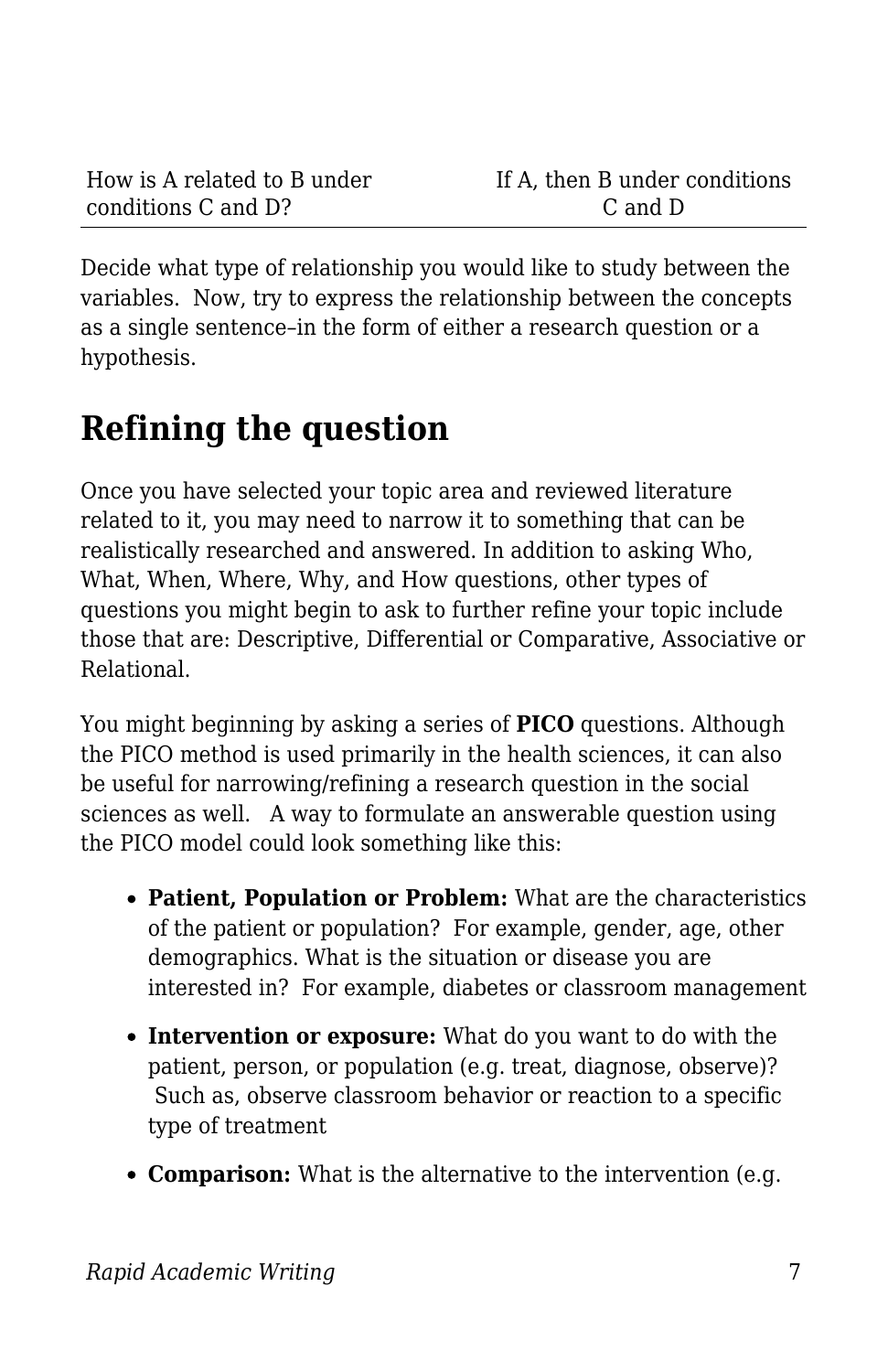| How is A related to B under conditions C and D? | If A, then B under conditions C and D |
|---|---|

Decide what type of relationship you would like to study between the variables.  Now, try to express the relationship between the concepts as a single sentence–in the form of either a research question or a hypothesis.

## Refining the question

Once you have selected your topic area and reviewed literature related to it, you may need to narrow it to something that can be realistically researched and answered. In addition to asking Who, What, When, Where, Why, and How questions, other types of questions you might begin to ask to further refine your topic include those that are: Descriptive, Differential or Comparative, Associative or Relational.

You might beginning by asking a series of **PICO** questions. Although the PICO method is used primarily in the health sciences, it can also be useful for narrowing/refining a research question in the social sciences as well.   A way to formulate an answerable question using the PICO model could look something like this:

- **Patient, Population or Problem:** What are the characteristics of the patient or population?  For example, gender, age, other demographics. What is the situation or disease you are interested in?  For example, diabetes or classroom management
- **Intervention or exposure:** What do you want to do with the patient, person, or population (e.g. treat, diagnose, observe)?  Such as, observe classroom behavior or reaction to a specific type of treatment
- **Comparison:** What is the alternative to the intervention (e.g.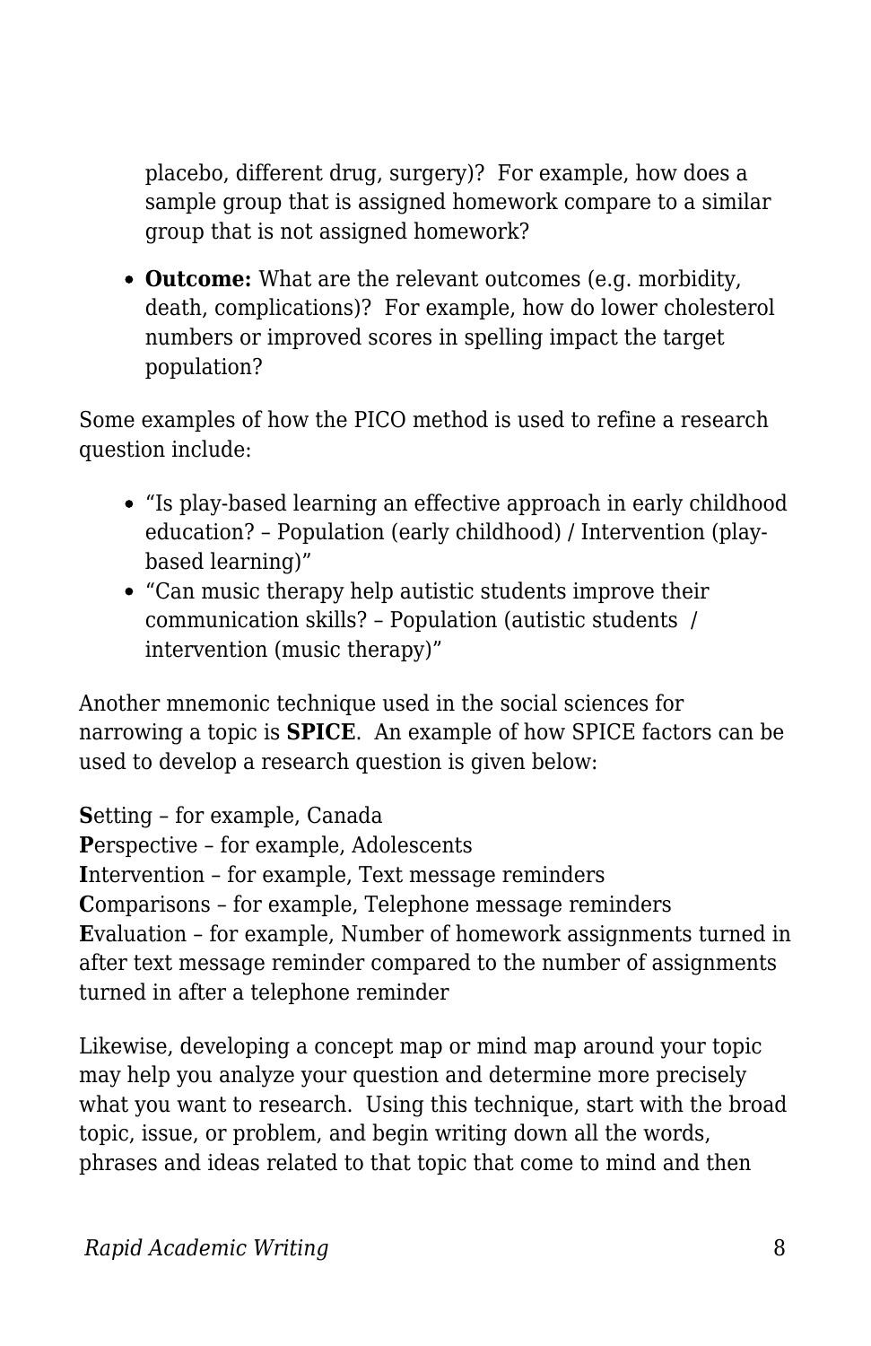placebo, different drug, surgery)?  For example, how does a sample group that is assigned homework compare to a similar group that is not assigned homework?

- **Outcome:** What are the relevant outcomes (e.g. morbidity, death, complications)?  For example, how do lower cholesterol numbers or improved scores in spelling impact the target population?

Some examples of how the PICO method is used to refine a research question include:

- "Is play-based learning an effective approach in early childhood education? – Population (early childhood) / Intervention (play-based learning)"
- "Can music therapy help autistic students improve their communication skills? – Population (autistic students  / intervention (music therapy)"

Another mnemonic technique used in the social sciences for narrowing a topic is **SPICE**.  An example of how SPICE factors can be used to develop a research question is given below:

**S**etting – for example, Canada
**P**erspective – for example, Adolescents
**I**ntervention – for example, Text message reminders
**C**omparisons – for example, Telephone message reminders
**E**valuation – for example, Number of homework assignments turned in after text message reminder compared to the number of assignments turned in after a telephone reminder

Likewise, developing a concept map or mind map around your topic may help you analyze your question and determine more precisely what you want to research.  Using this technique, start with the broad topic, issue, or problem, and begin writing down all the words, phrases and ideas related to that topic that come to mind and then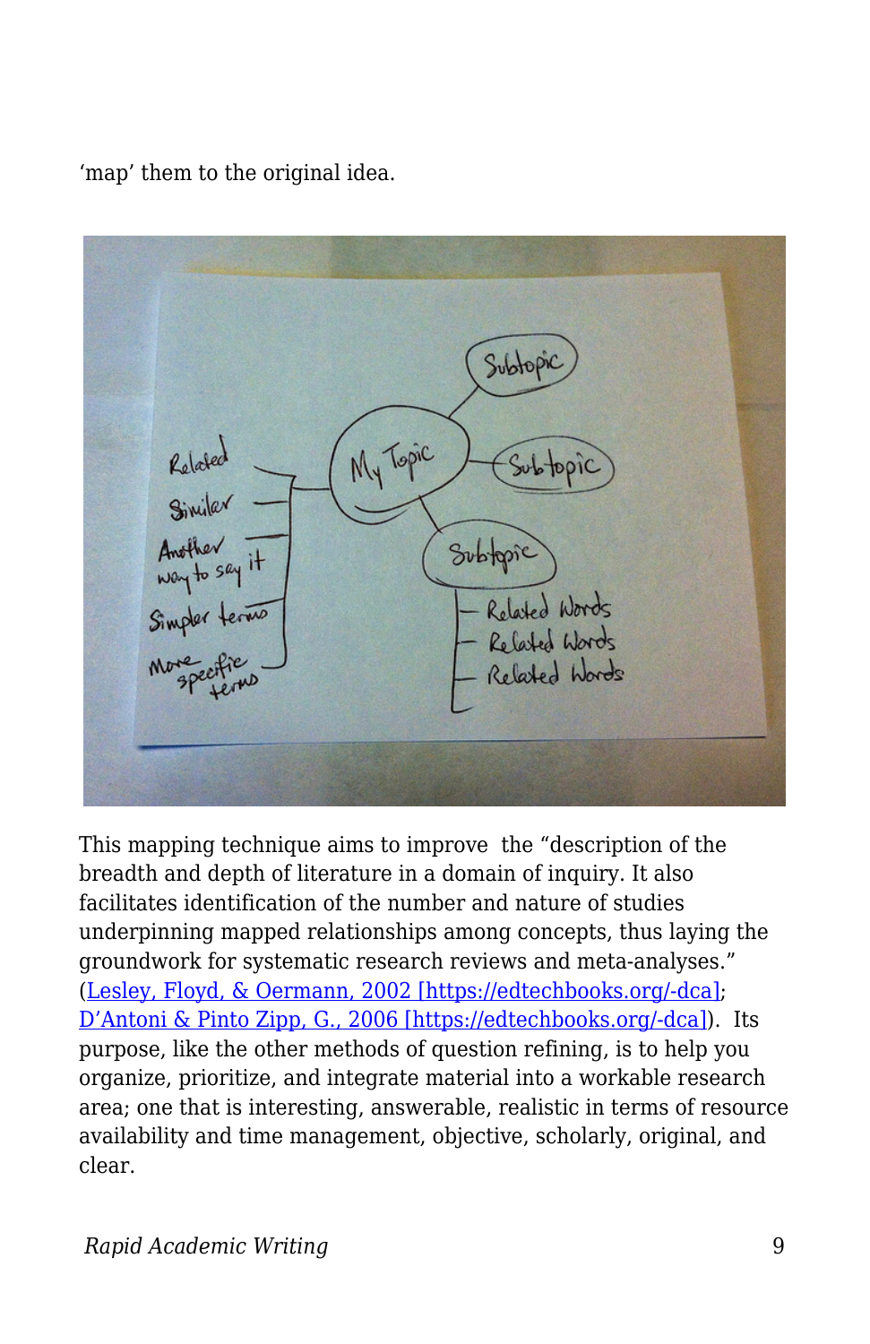'map' them to the original idea.

This mapping technique aims to improve  the "description of the breadth and depth of literature in a domain of inquiry. It also facilitates identification of the number and nature of studies underpinning mapped relationships among concepts, thus laying the groundwork for systematic research reviews and meta-analyses." ([Lesley, Floyd, & Oermann, 2002 [https://edtechbooks.org/-dca]](https://edtechbooks.org/-dca); [D'Antoni & Pinto Zipp, G., 2006 [https://edtechbooks.org/-dca]](https://edtechbooks.org/-dca)).  Its purpose, like the other methods of question refining, is to help you organize, prioritize, and integrate material into a workable research area; one that is interesting, answerable, realistic in terms of resource availability and time management, objective, scholarly, original, and clear.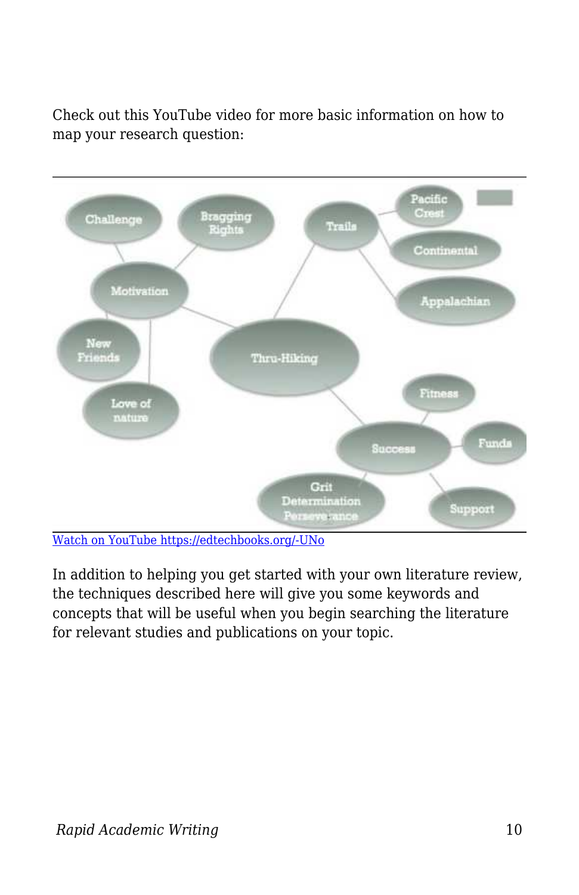Check out this YouTube video for more basic information on how to map your research question:

[Watch on YouTube https://edtechbooks.org/-UNo](https://edtechbooks.org/-UNo)

In addition to helping you get started with your own literature review, the techniques described here will give you some keywords and concepts that will be useful when you begin searching the literature for relevant studies and publications on your topic.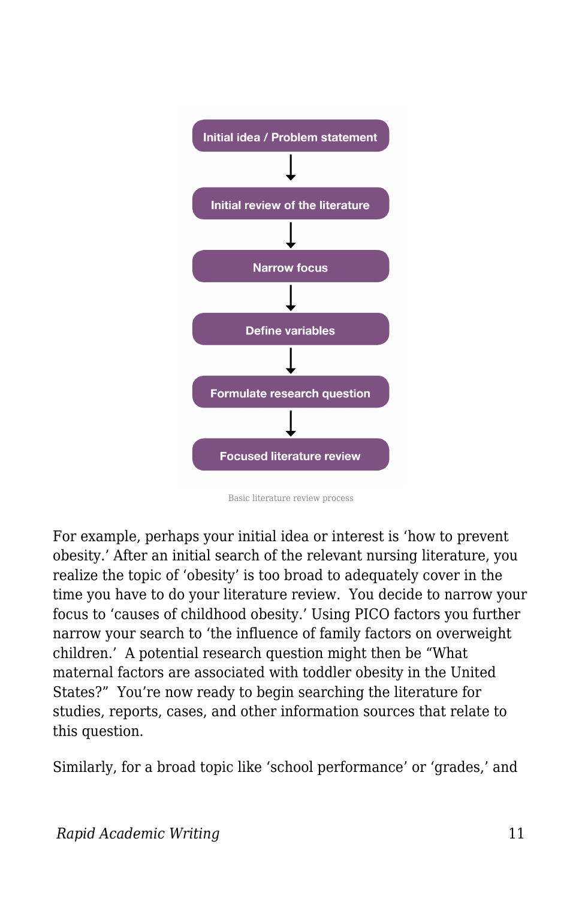Initial idea / Problem statement

↓

Initial review of the literature

↓

Narrow focus

↓

Define variables

↓

Formulate research question

↓

Focused literature review

Basic literature review process

For example, perhaps your initial idea or interest is 'how to prevent obesity.' After an initial search of the relevant nursing literature, you realize the topic of 'obesity' is too broad to adequately cover in the time you have to do your literature review. You decide to narrow your focus to 'causes of childhood obesity.' Using PICO factors you further narrow your search to 'the influence of family factors on overweight children.' A potential research question might then be "What maternal factors are associated with toddler obesity in the United States?" You're now ready to begin searching the literature for studies, reports, cases, and other information sources that relate to this question.

Similarly, for a broad topic like 'school performance' or 'grades,' and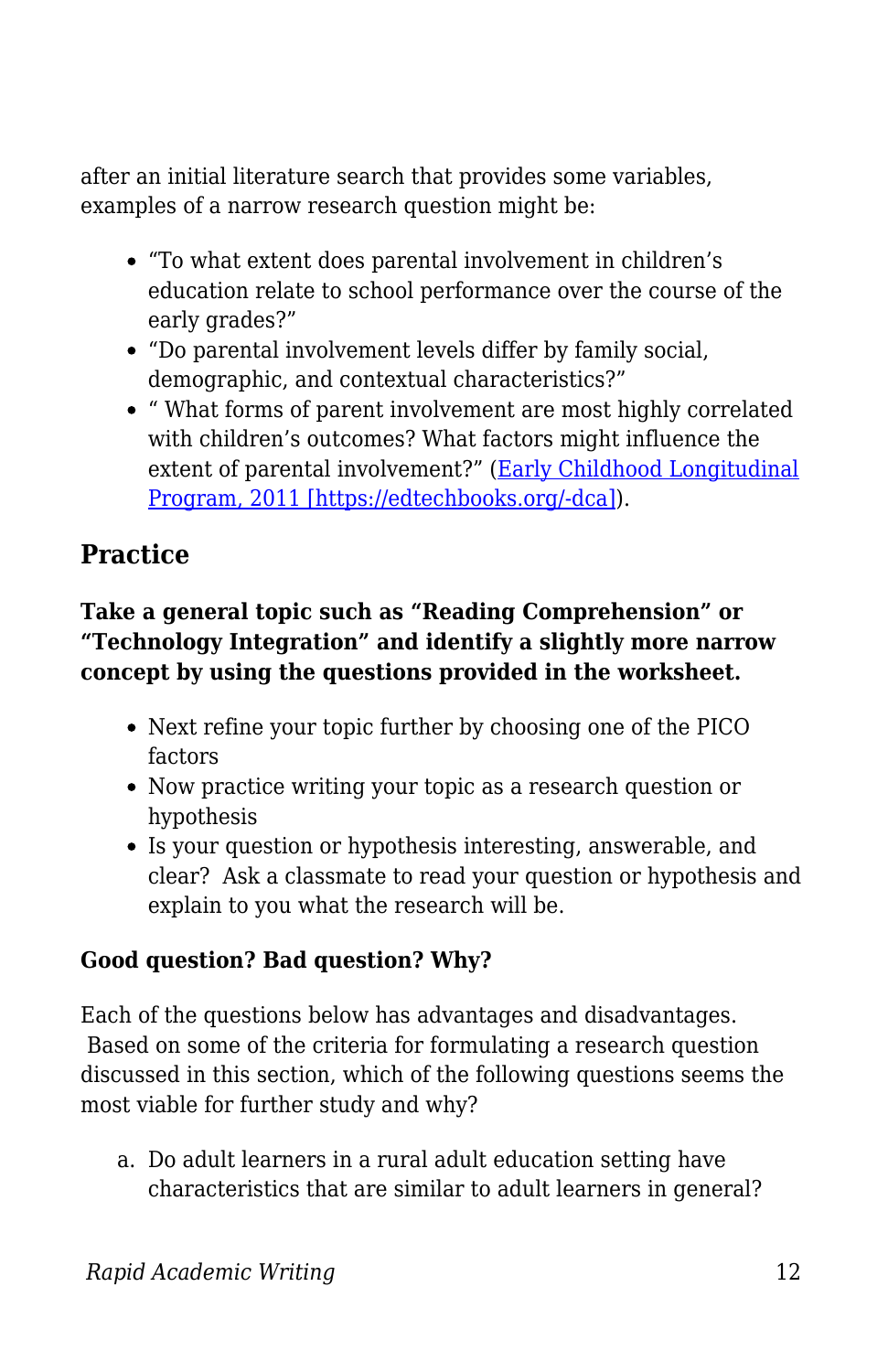after an initial literature search that provides some variables, examples of a narrow research question might be:

- "To what extent does parental involvement in children's education relate to school performance over the course of the early grades?"
- "Do parental involvement levels differ by family social, demographic, and contextual characteristics?"
- " What forms of parent involvement are most highly correlated with children's outcomes? What factors might influence the extent of parental involvement?" ([Early Childhood Longitudinal Program, 2011 [https://edtechbooks.org/-dca]](https://edtechbooks.org/-dca)).

## Practice

**Take a general topic such as "Reading Comprehension" or "Technology Integration" and identify a slightly more narrow concept by using the questions provided in the worksheet.**

- Next refine your topic further by choosing one of the PICO factors
- Now practice writing your topic as a research question or hypothesis
- Is your question or hypothesis interesting, answerable, and clear? Ask a classmate to read your question or hypothesis and explain to you what the research will be.

**Good question? Bad question? Why?**

Each of the questions below has advantages and disadvantages. Based on some of the criteria for formulating a research question discussed in this section, which of the following questions seems the most viable for further study and why?

a. Do adult learners in a rural adult education setting have characteristics that are similar to adult learners in general?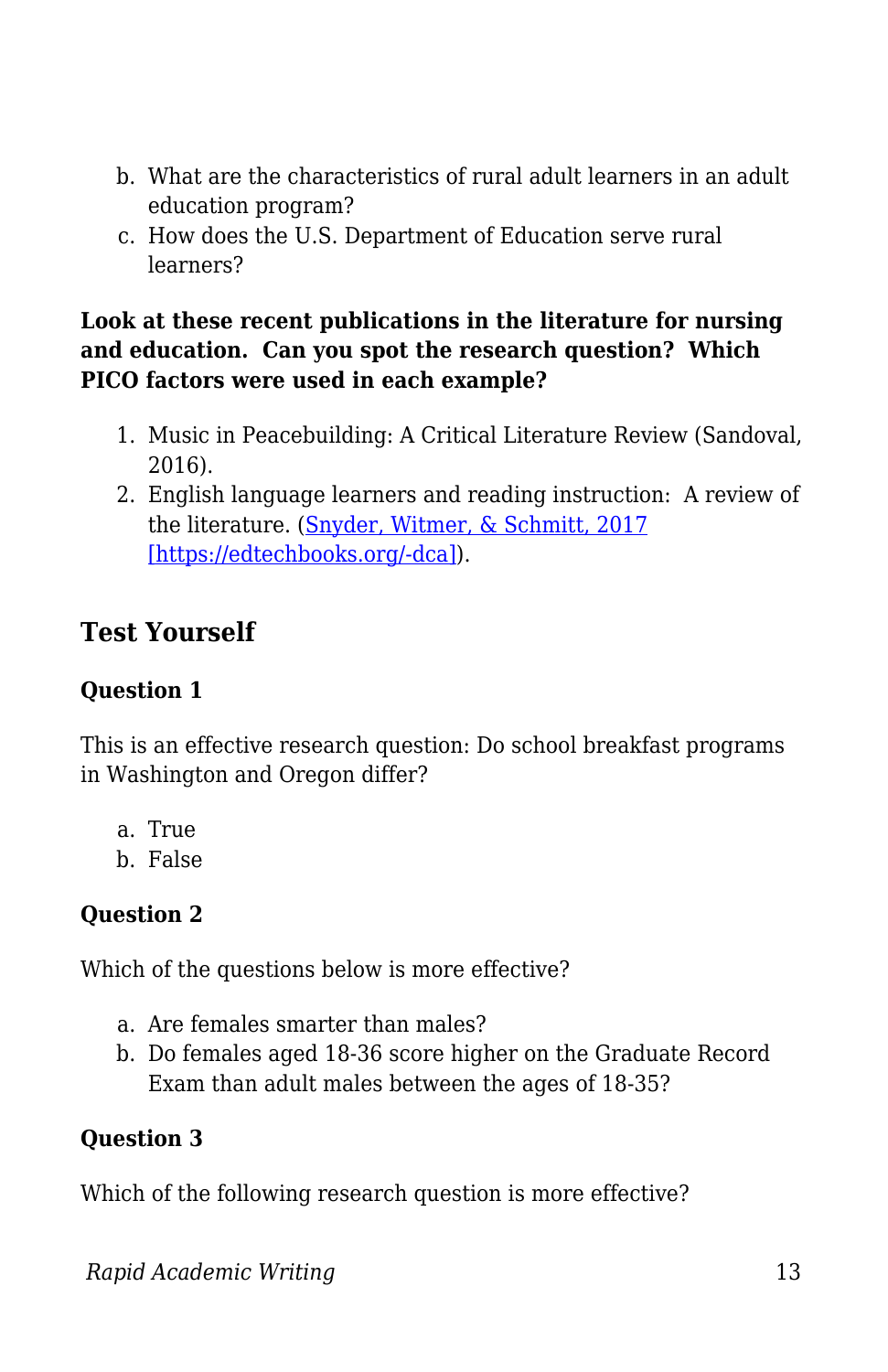b. What are the characteristics of rural adult learners in an adult education program?
c. How does the U.S. Department of Education serve rural learners?

**Look at these recent publications in the literature for nursing and education. Can you spot the research question? Which PICO factors were used in each example?**

1. Music in Peacebuilding: A Critical Literature Review (Sandoval, 2016).
2. English language learners and reading instruction: A review of the literature. ([Snyder, Witmer, & Schmitt, 2017 [https://edtechbooks.org/-dca]](https://edtechbooks.org/-dca)).

## Test Yourself

### Question 1

This is an effective research question: Do school breakfast programs in Washington and Oregon differ?

a. True
b. False

### Question 2

Which of the questions below is more effective?

a. Are females smarter than males?
b. Do females aged 18-36 score higher on the Graduate Record Exam than adult males between the ages of 18-35?

### Question 3

Which of the following research question is more effective?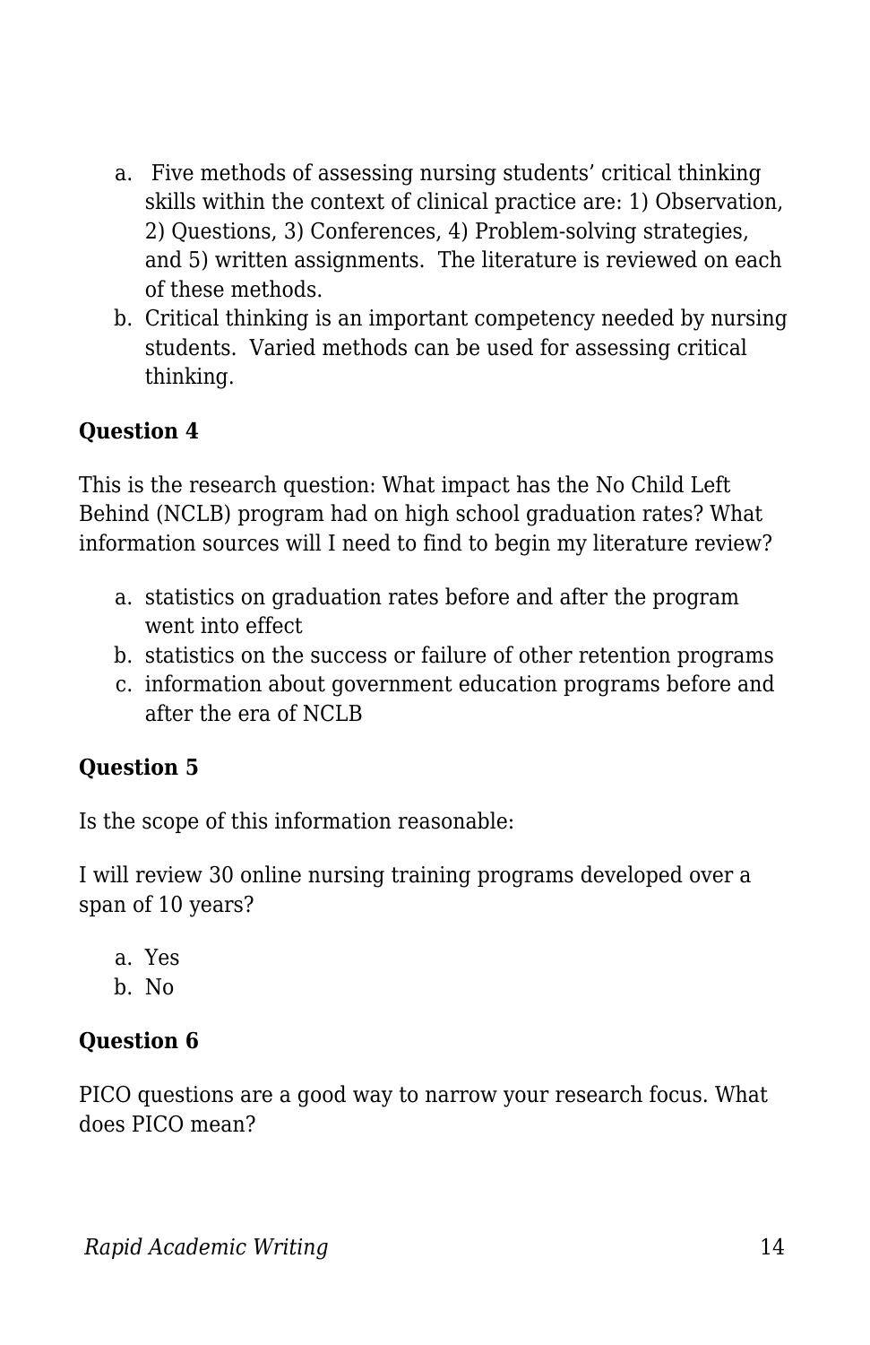a. Five methods of assessing nursing students' critical thinking skills within the context of clinical practice are: 1) Observation, 2) Questions, 3) Conferences, 4) Problem-solving strategies, and 5) written assignments. The literature is reviewed on each of these methods.
b. Critical thinking is an important competency needed by nursing students. Varied methods can be used for assessing critical thinking.

**Question 4**

This is the research question: What impact has the No Child Left Behind (NCLB) program had on high school graduation rates? What information sources will I need to find to begin my literature review?

a. statistics on graduation rates before and after the program went into effect
b. statistics on the success or failure of other retention programs
c. information about government education programs before and after the era of NCLB

**Question 5**

Is the scope of this information reasonable:

I will review 30 online nursing training programs developed over a span of 10 years?

a. Yes
b. No

**Question 6**

PICO questions are a good way to narrow your research focus. What does PICO mean?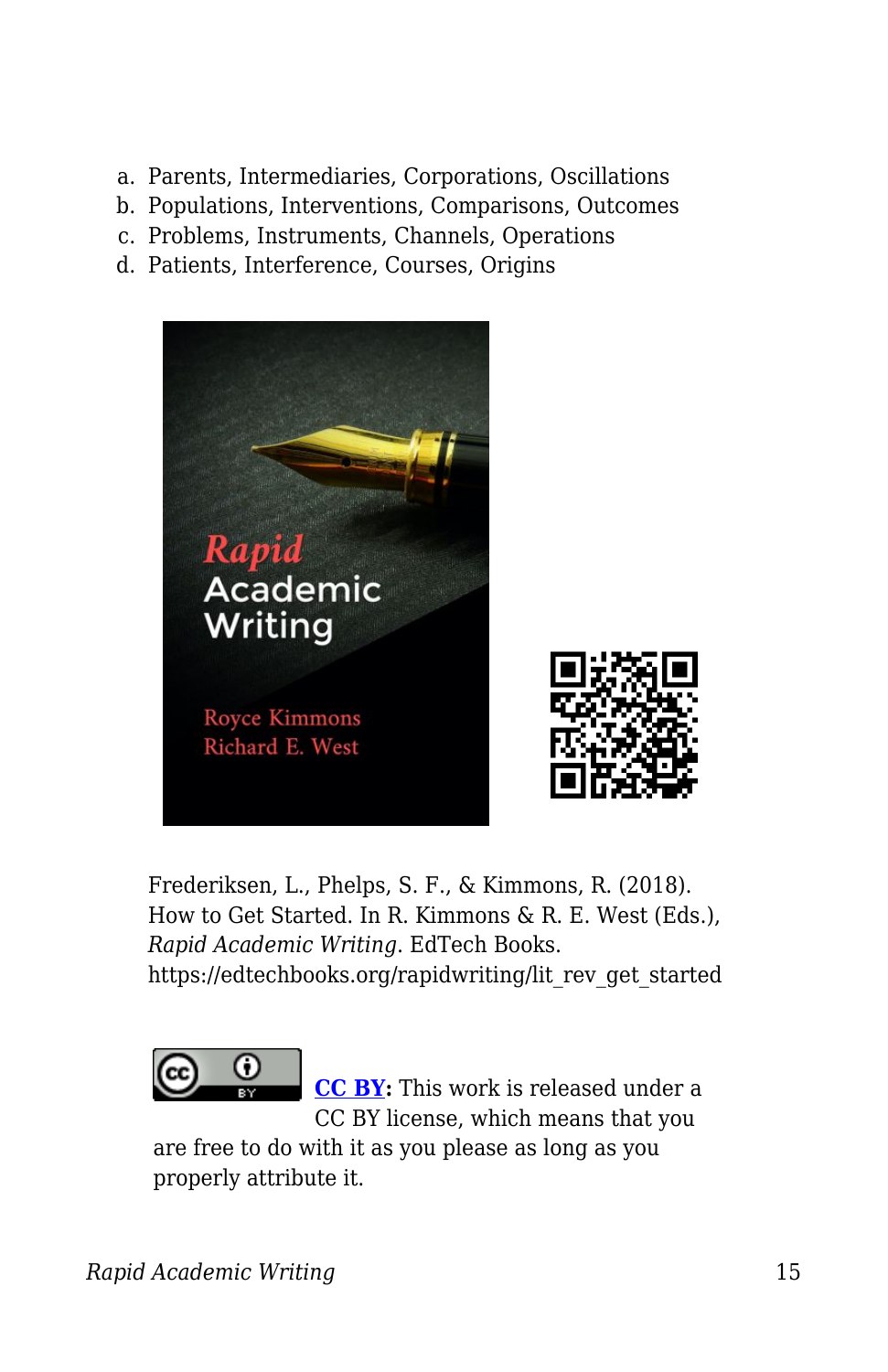a. Parents, Intermediaries, Corporations, Oscillations
b. Populations, Interventions, Comparisons, Outcomes
c. Problems, Instruments, Channels, Operations
d. Patients, Interference, Courses, Origins

Frederiksen, L., Phelps, S. F., & Kimmons, R. (2018). How to Get Started. In R. Kimmons & R. E. West (Eds.), *Rapid Academic Writing*. EdTech Books. https://edtechbooks.org/rapidwriting/lit_rev_get_started

**CC BY:** This work is released under a CC BY license, which means that you are free to do with it as you please as long as you properly attribute it.